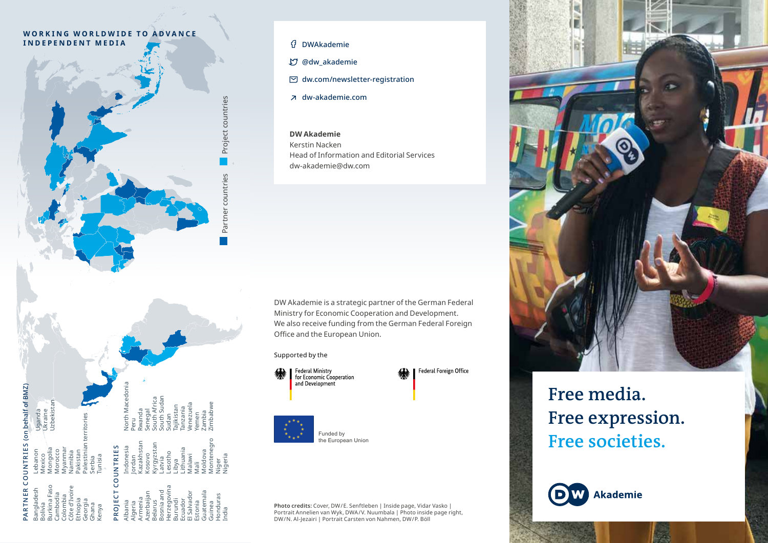## WORKING WORLDWIDE TO ADVANCE INDEPENDENT MEDIA

Project countries

Partner countries

**PARTNER COUNTRIES (on behalf of BMZ)**

Bangladesh
Bolivia
Burkina Faso
Cambodia
Colombia
Côte d'Ivoire
Ethiopia
Georgia
Ghana
Kenya
Lebanon
Mexico
Mongolia
Morocco
Myanmar
Namibia
Pakistan
Palestinian territories
Serbia
Tunisia
Uganda
Ukraine
Uzbekistan

**PROJECT COUNTRIES**

Albania
Algeria
Armenia
Azerbaijan
Belarus
Bosnia and Herzegovina
Burundi
Ecuador
El Salvador
Estonia
Guatemala
Guinea
Honduras
India
Indonesia
Jordan
Kazakhstan
Kosovo
Kyrgyzstan
Latvia
Lesotho
Libya
Lithuania
Malawi
Mali
Moldova
Montenegro
Niger
Nigeria
North Macedonia
Peru
Rwanda
Senegal
South Africa
South Sudan
Sudan
Tajikistan
Tanzania
Venezuela
Yemen
Zambia
Zimbabwe

DWAkademie
@dw_akademie
dw.com/newsletter-registration
dw-akademie.com

**DW Akademie**
Kerstin Nacken
Head of Information and Editorial Services
dw-akademie@dw.com

DW Akademie is a strategic partner of the German Federal Ministry for Economic Cooperation and Development. We also receive funding from the German Federal Foreign Office and the European Union.

Supported by the

Federal Ministry for Economic Cooperation and Development

Federal Foreign Office

Funded by the European Union

**Photo credits:** Cover, DW/E. Senftleben | Inside page, Vidar Vasko | Portrait Annelien van Wyk, DWA/V. Nuumbala | Photo inside page right, DW/N. Al-Jezairi | Portrait Carsten von Nahmen, DW/P. Böll

# Free media. Free expression. Free societies.

DW Akademie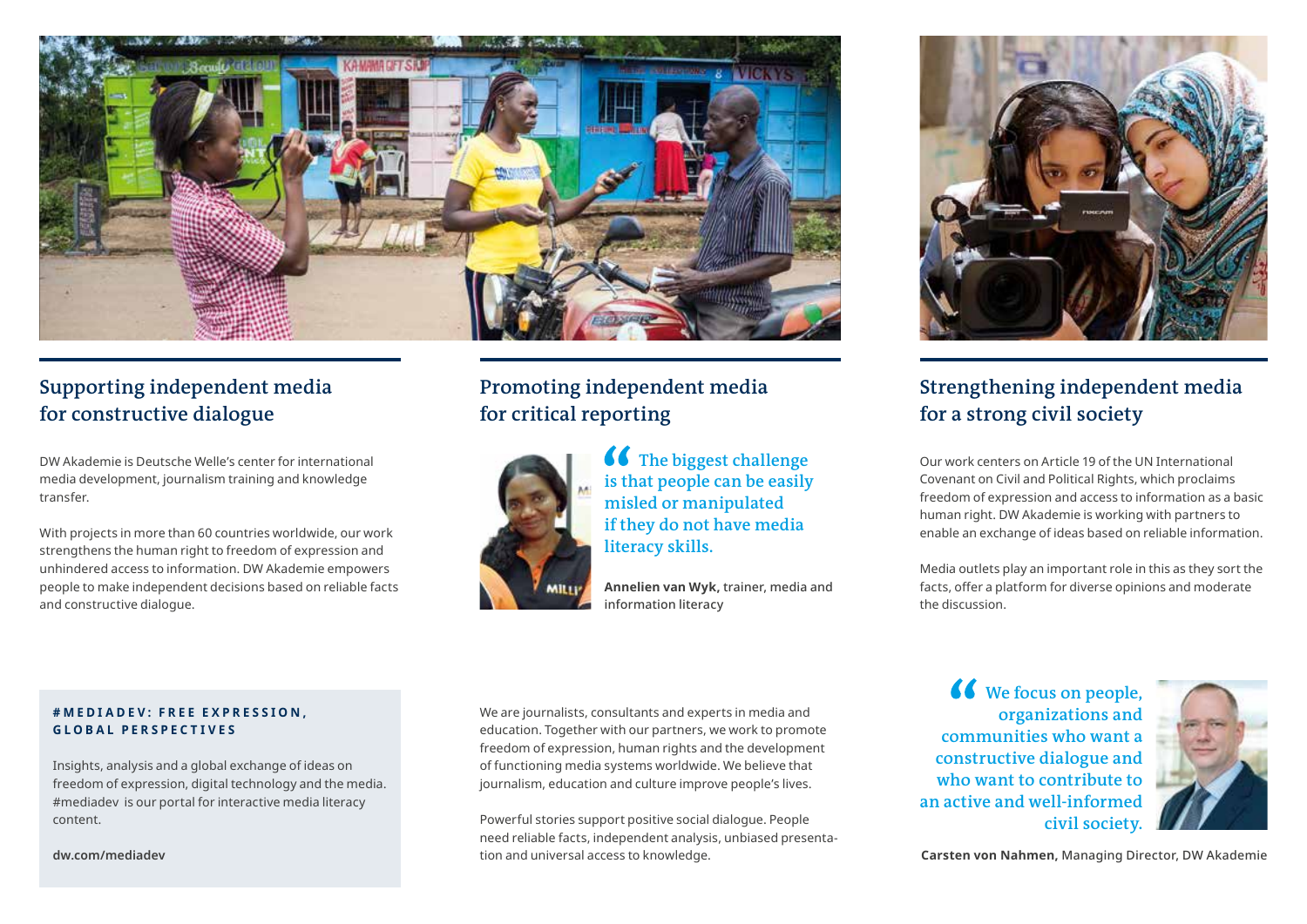## Supporting independent media for constructive dialogue

DW Akademie is Deutsche Welle's center for international media development, journalism training and knowledge transfer.

With projects in more than 60 countries worldwide, our work strengthens the human right to freedom of expression and unhindered access to information. DW Akademie empowers people to make independent decisions based on reliable facts and constructive dialogue.

**#MEDIADEV: FREE EXPRESSION, GLOBAL PERSPECTIVES**

Insights, analysis and a global exchange of ideas on freedom of expression, digital technology and the media. #mediadev is our portal for interactive media literacy content.

dw.com/mediadev

## Promoting independent media for critical reporting

> "The biggest challenge is that people can be easily misled or manipulated if they do not have media literacy skills.

**Annelien van Wyk,** trainer, media and information literacy

We are journalists, consultants and experts in media and education. Together with our partners, we work to promote freedom of expression, human rights and the development of functioning media systems worldwide. We believe that journalism, education and culture improve people's lives.

Powerful stories support positive social dialogue. People need reliable facts, independent analysis, unbiased presentation and universal access to knowledge.

## Strengthening independent media for a strong civil society

Our work centers on Article 19 of the UN International Covenant on Civil and Political Rights, which proclaims freedom of expression and access to information as a basic human right. DW Akademie is working with partners to enable an exchange of ideas based on reliable information.

Media outlets play an important role in this as they sort the facts, offer a platform for diverse opinions and moderate the discussion.

> "We focus on people, organizations and communities who want a constructive dialogue and who want to contribute to an active and well-informed civil society.

**Carsten von Nahmen,** Managing Director, DW Akademie